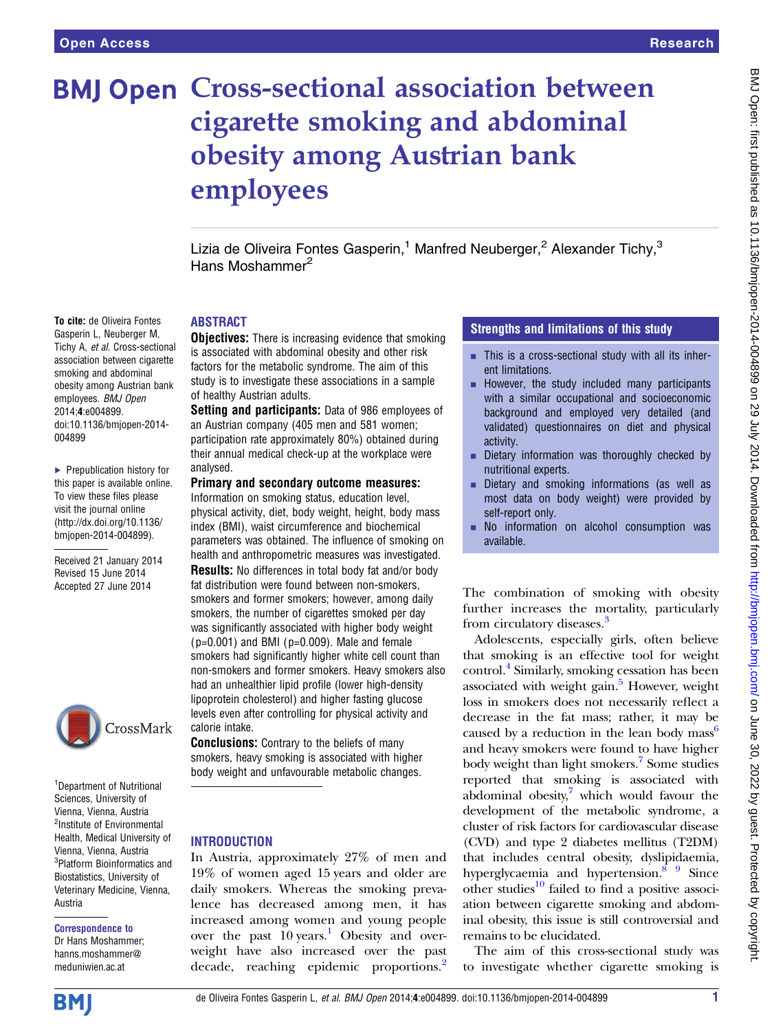# Cross-sectional association between cigarette smoking and abdominal obesity among Austrian bank employees

Lizia de Oliveira Fontes Gasperin,[1] Manfred Neuberger,[2] Alexander Tichy,[3] Hans Moshammer[2]

**To cite:** de Oliveira Fontes Gasperin L, Neuberger M, Tichy A, *et al*. Cross-sectional association between cigarette smoking and abdominal obesity among Austrian bank employees. *BMJ Open* 2014;**4**:e004899. doi:10.1136/bmjopen-2014-004899

► Prepublication history for this paper is available online. To view these files please visit the journal online (http://dx.doi.org/10.1136/bmjopen-2014-004899).

Received 21 January 2014
Revised 15 June 2014
Accepted 27 June 2014

[1]Department of Nutritional Sciences, University of Vienna, Vienna, Austria
[2]Institute of Environmental Health, Medical University of Vienna, Vienna, Austria
[3]Platform Bioinformatics and Biostatistics, University of Veterinary Medicine, Vienna, Austria

**Correspondence to**
Dr Hans Moshammer; hanns.moshammer@meduniwien.ac.at

## ABSTRACT

**Objectives:** There is increasing evidence that smoking is associated with abdominal obesity and other risk factors for the metabolic syndrome. The aim of this study is to investigate these associations in a sample of healthy Austrian adults.

**Setting and participants:** Data of 986 employees of an Austrian company (405 men and 581 women; participation rate approximately 80%) obtained during their annual medical check-up at the workplace were analysed.

**Primary and secondary outcome measures:** Information on smoking status, education level, physical activity, diet, body weight, height, body mass index (BMI), waist circumference and biochemical parameters was obtained. The influence of smoking on health and anthropometric measures was investigated.

**Results:** No differences in total body fat and/or body fat distribution were found between non-smokers, smokers and former smokers; however, among daily smokers, the number of cigarettes smoked per day was significantly associated with higher body weight (p=0.001) and BMI (p=0.009). Male and female smokers had significantly higher white cell count than non-smokers and former smokers. Heavy smokers also had an unhealthier lipid profile (lower high-density lipoprotein cholesterol) and higher fasting glucose levels even after controlling for physical activity and calorie intake.

**Conclusions:** Contrary to the beliefs of many smokers, heavy smoking is associated with higher body weight and unfavourable metabolic changes.

## Strengths and limitations of this study

- This is a cross-sectional study with all its inherent limitations.
- However, the study included many participants with a similar occupational and socioeconomic background and employed very detailed (and validated) questionnaires on diet and physical activity.
- Dietary information was thoroughly checked by nutritional experts.
- Dietary and smoking informations (as well as most data on body weight) were provided by self-report only.
- No information on alcohol consumption was available.

## INTRODUCTION

In Austria, approximately 27% of men and 19% of women aged 15 years and older are daily smokers. Whereas the smoking prevalence has decreased among men, it has increased among women and young people over the past 10 years.[1] Obesity and overweight have also increased over the past decade, reaching epidemic proportions.[2] The combination of smoking with obesity further increases the mortality, particularly from circulatory diseases.[3]

Adolescents, especially girls, often believe that smoking is an effective tool for weight control.[4] Similarly, smoking cessation has been associated with weight gain.[5] However, weight loss in smokers does not necessarily reflect a decrease in the fat mass; rather, it may be caused by a reduction in the lean body mass[6] and heavy smokers were found to have higher body weight than light smokers.[7] Some studies reported that smoking is associated with abdominal obesity,[7] which would favour the development of the metabolic syndrome, a cluster of risk factors for cardiovascular disease (CVD) and type 2 diabetes mellitus (T2DM) that includes central obesity, dyslipidaemia, hyperglycaemia and hypertension.[8 9] Since other studies[10] failed to find a positive association between cigarette smoking and abdominal obesity, this issue is still controversial and remains to be elucidated.

The aim of this cross-sectional study was to investigate whether cigarette smoking is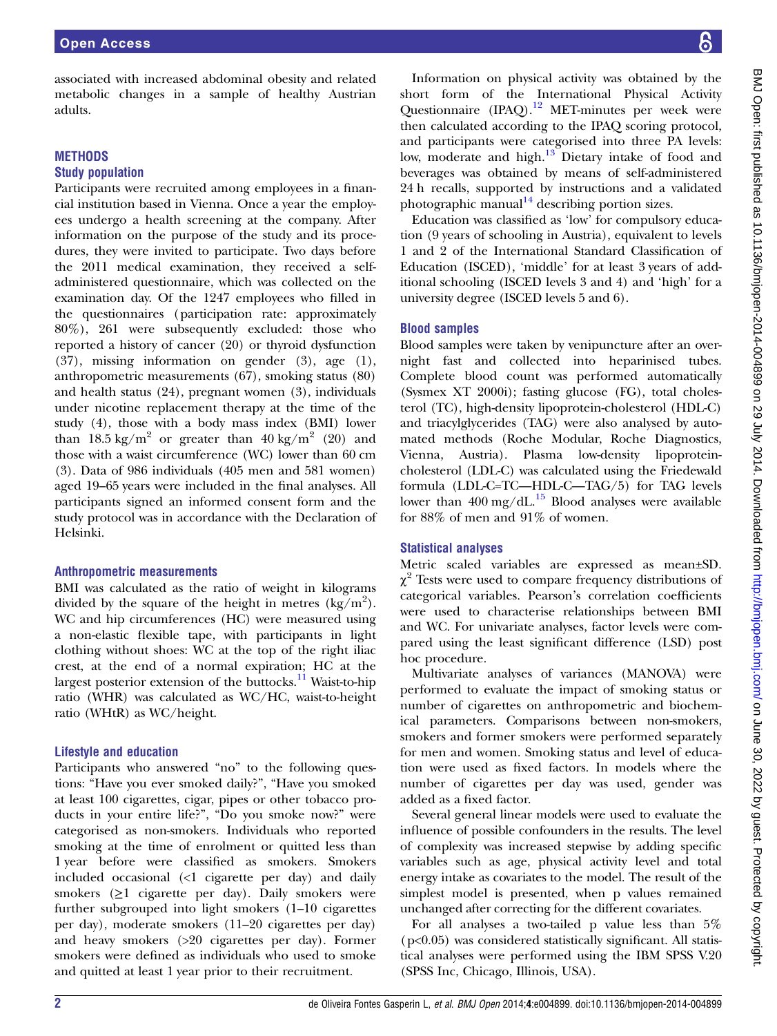associated with increased abdominal obesity and related metabolic changes in a sample of healthy Austrian adults.

## METHODS

### Study population

Participants were recruited among employees in a financial institution based in Vienna. Once a year the employees undergo a health screening at the company. After information on the purpose of the study and its procedures, they were invited to participate. Two days before the 2011 medical examination, they received a self-administered questionnaire, which was collected on the examination day. Of the 1247 employees who filled in the questionnaires (participation rate: approximately 80%), 261 were subsequently excluded: those who reported a history of cancer (20) or thyroid dysfunction (37), missing information on gender (3), age (1), anthropometric measurements (67), smoking status (80) and health status (24), pregnant women (3), individuals under nicotine replacement therapy at the time of the study (4), those with a body mass index (BMI) lower than 18.5 kg/m$^2$ or greater than 40 kg/m$^2$ (20) and those with a waist circumference (WC) lower than 60 cm (3). Data of 986 individuals (405 men and 581 women) aged 19–65 years were included in the final analyses. All participants signed an informed consent form and the study protocol was in accordance with the Declaration of Helsinki.

### Anthropometric measurements

BMI was calculated as the ratio of weight in kilograms divided by the square of the height in metres (kg/m$^2$). WC and hip circumferences (HC) were measured using a non-elastic flexible tape, with participants in light clothing without shoes: WC at the top of the right iliac crest, at the end of a normal expiration; HC at the largest posterior extension of the buttocks.[11] Waist-to-hip ratio (WHR) was calculated as WC/HC, waist-to-height ratio (WHtR) as WC/height.

### Lifestyle and education

Participants who answered "no" to the following questions: "Have you ever smoked daily?", "Have you smoked at least 100 cigarettes, cigar, pipes or other tobacco products in your entire life?", "Do you smoke now?" were categorised as non-smokers. Individuals who reported smoking at the time of enrolment or quitted less than 1 year before were classified as smokers. Smokers included occasional (<1 cigarette per day) and daily smokers (≥1 cigarette per day). Daily smokers were further subgrouped into light smokers (1–10 cigarettes per day), moderate smokers (11–20 cigarettes per day) and heavy smokers (>20 cigarettes per day). Former smokers were defined as individuals who used to smoke and quitted at least 1 year prior to their recruitment.

Information on physical activity was obtained by the short form of the International Physical Activity Questionnaire (IPAQ).[12] MET-minutes per week were then calculated according to the IPAQ scoring protocol, and participants were categorised into three PA levels: low, moderate and high.[13] Dietary intake of food and beverages was obtained by means of self-administered 24 h recalls, supported by instructions and a validated photographic manual[14] describing portion sizes.

Education was classified as 'low' for compulsory education (9 years of schooling in Austria), equivalent to levels 1 and 2 of the International Standard Classification of Education (ISCED), 'middle' for at least 3 years of additional schooling (ISCED levels 3 and 4) and 'high' for a university degree (ISCED levels 5 and 6).

### Blood samples

Blood samples were taken by venipuncture after an overnight fast and collected into heparinised tubes. Complete blood count was performed automatically (Sysmex XT 2000i); fasting glucose (FG), total cholesterol (TC), high-density lipoprotein-cholesterol (HDL-C) and triacylglycerides (TAG) were also analysed by automated methods (Roche Modular, Roche Diagnostics, Vienna, Austria). Plasma low-density lipoprotein-cholesterol (LDL-C) was calculated using the Friedewald formula (LDL-C=TC—HDL-C—TAG/5) for TAG levels lower than 400 mg/dL.[15] Blood analyses were available for 88% of men and 91% of women.

### Statistical analyses

Metric scaled variables are expressed as mean±SD. $\chi^2$ Tests were used to compare frequency distributions of categorical variables. Pearson's correlation coefficients were used to characterise relationships between BMI and WC. For univariate analyses, factor levels were compared using the least significant difference (LSD) post hoc procedure.

Multivariate analyses of variances (MANOVA) were performed to evaluate the impact of smoking status or number of cigarettes on anthropometric and biochemical parameters. Comparisons between non-smokers, smokers and former smokers were performed separately for men and women. Smoking status and level of education were used as fixed factors. In models where the number of cigarettes per day was used, gender was added as a fixed factor.

Several general linear models were used to evaluate the influence of possible confounders in the results. The level of complexity was increased stepwise by adding specific variables such as age, physical activity level and total energy intake as covariates to the model. The result of the simplest model is presented, when p values remained unchanged after correcting for the different covariates.

For all analyses a two-tailed p value less than 5% ($p<0.05$) was considered statistically significant. All statistical analyses were performed using the IBM SPSS V.20 (SPSS Inc, Chicago, Illinois, USA).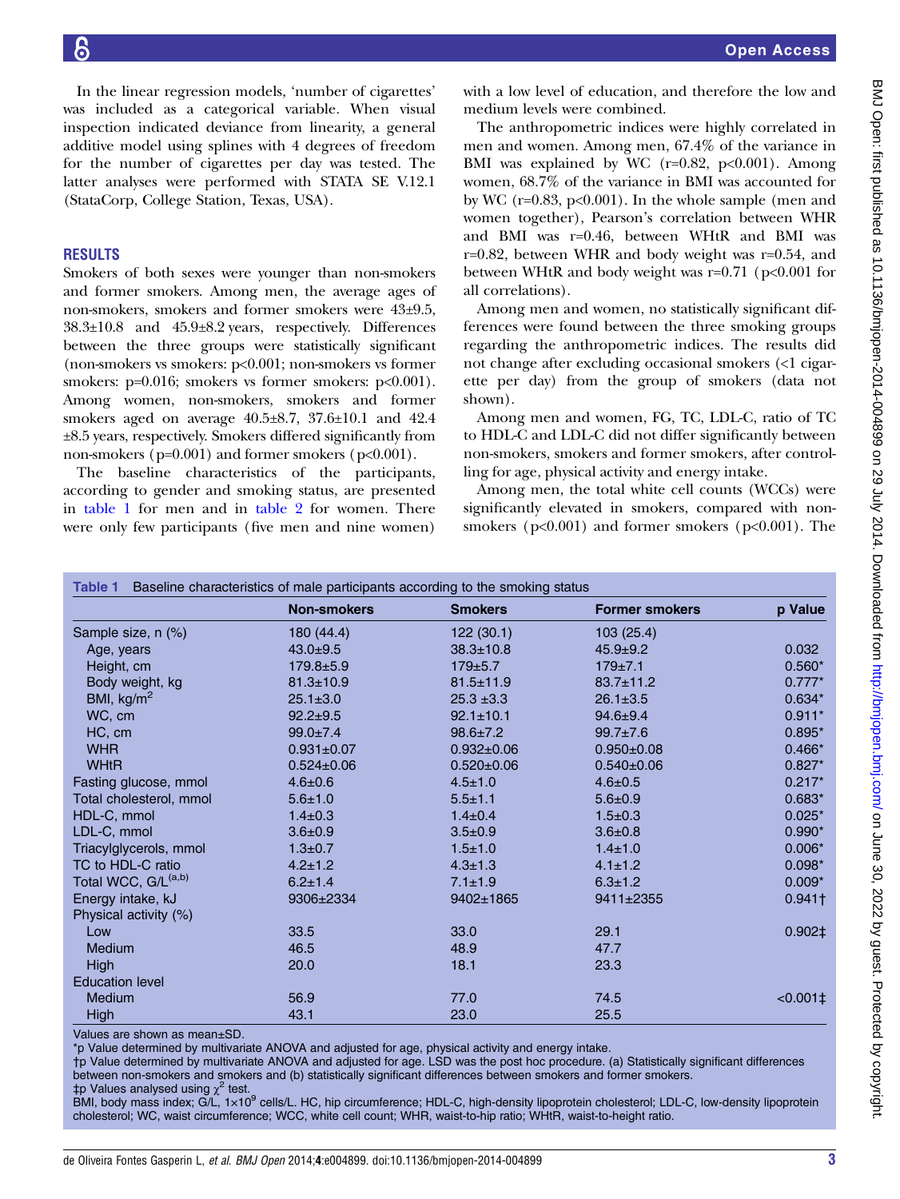In the linear regression models, 'number of cigarettes' was included as a categorical variable. When visual inspection indicated deviance from linearity, a general additive model using splines with 4 degrees of freedom for the number of cigarettes per day was tested. The latter analyses were performed with STATA SE V.12.1 (StataCorp, College Station, Texas, USA).

## RESULTS

Smokers of both sexes were younger than non-smokers and former smokers. Among men, the average ages of non-smokers, smokers and former smokers were 43±9.5, 38.3±10.8 and 45.9±8.2 years, respectively. Differences between the three groups were statistically significant (non-smokers vs smokers: p<0.001; non-smokers vs former smokers: p=0.016; smokers vs former smokers: p<0.001). Among women, non-smokers, smokers and former smokers aged on average 40.5±8.7, 37.6±10.1 and 42.4 ±8.5 years, respectively. Smokers differed significantly from non-smokers (p=0.001) and former smokers (p<0.001).

The baseline characteristics of the participants, according to gender and smoking status, are presented in table 1 for men and in table 2 for women. There were only few participants (five men and nine women) with a low level of education, and therefore the low and medium levels were combined.

The anthropometric indices were highly correlated in men and women. Among men, 67.4% of the variance in BMI was explained by WC (r=0.82, p<0.001). Among women, 68.7% of the variance in BMI was accounted for by WC (r=0.83, p<0.001). In the whole sample (men and women together), Pearson's correlation between WHR and BMI was r=0.46, between WHtR and BMI was r=0.82, between WHR and body weight was r=0.54, and between WHtR and body weight was r=0.71 (p<0.001 for all correlations).

Among men and women, no statistically significant differences were found between the three smoking groups regarding the anthropometric indices. The results did not change after excluding occasional smokers (<1 cigarette per day) from the group of smokers (data not shown).

Among men and women, FG, TC, LDL-C, ratio of TC to HDL-C and LDL-C did not differ significantly between non-smokers, smokers and former smokers, after controlling for age, physical activity and energy intake.

Among men, the total white cell counts (WCCs) were significantly elevated in smokers, compared with non-smokers (p<0.001) and former smokers (p<0.001). The

**Table 1** Baseline characteristics of male participants according to the smoking status

| | Non-smokers | Smokers | Former smokers | p Value |
|---|---|---|---|---|
| Sample size, n (%) | 180 (44.4) | 122 (30.1) | 103 (25.4) | |
| Age, years | 43.0±9.5 | 38.3±10.8 | 45.9±9.2 | 0.032 |
| Height, cm | 179.8±5.9 | 179±5.7 | 179±7.1 | 0.560* |
| Body weight, kg | 81.3±10.9 | 81.5±11.9 | 83.7±11.2 | 0.777* |
| BMI, kg/$m^2$ | 25.1±3.0 | 25.3 ±3.3 | 26.1±3.5 | 0.634* |
| WC, cm | 92.2±9.5 | 92.1±10.1 | 94.6±9.4 | 0.911* |
| HC, cm | 99.0±7.4 | 98.6±7.2 | 99.7±7.6 | 0.895* |
| WHR | 0.931±0.07 | 0.932±0.06 | 0.950±0.08 | 0.466* |
| WHtR | 0.524±0.06 | 0.520±0.06 | 0.540±0.06 | 0.827* |
| Fasting glucose, mmol | 4.6±0.6 | 4.5±1.0 | 4.6±0.5 | 0.217* |
| Total cholesterol, mmol | 5.6±1.0 | 5.5±1.1 | 5.6±0.9 | 0.683* |
| HDL-C, mmol | 1.4±0.3 | 1.4±0.4 | 1.5±0.3 | 0.025* |
| LDL-C, mmol | 3.6±0.9 | 3.5±0.9 | 3.6±0.8 | 0.990* |
| Triacylglycerols, mmol | 1.3±0.7 | 1.5±1.0 | 1.4±1.0 | 0.006* |
| TC to HDL-C ratio | 4.2±1.2 | 4.3±1.3 | 4.1±1.2 | 0.098* |
| Total WCC, G/L[(a,b)] | 6.2±1.4 | 7.1±1.9 | 6.3±1.2 | 0.009* |
| Energy intake, kJ | 9306±2334 | 9402±1865 | 9411±2355 | 0.941† |
| Physical activity (%) | | | | |
| Low | 33.5 | 33.0 | 29.1 | 0.902‡ |
| Medium | 46.5 | 48.9 | 47.7 | |
| High | 20.0 | 18.1 | 23.3 | |
| Education level | | | | |
| Medium | 56.9 | 77.0 | 74.5 | <0.001‡ |
| High | 43.1 | 23.0 | 25.5 | |

Values are shown as mean±SD.
*p Value determined by multivariate ANOVA and adjusted for age, physical activity and energy intake.
†p Value determined by multivariate ANOVA and adjusted for age. LSD was the post hoc procedure. (a) Statistically significant differences between non-smokers and smokers and (b) statistically significant differences between smokers and former smokers.
‡p Values analysed using $\chi^2$ test.
BMI, body mass index; G/L, $1\times10^9$ cells/L. HC, hip circumference; HDL-C, high-density lipoprotein cholesterol; LDL-C, low-density lipoprotein cholesterol; WC, waist circumference; WCC, white cell count; WHR, waist-to-hip ratio; WHtR, waist-to-height ratio.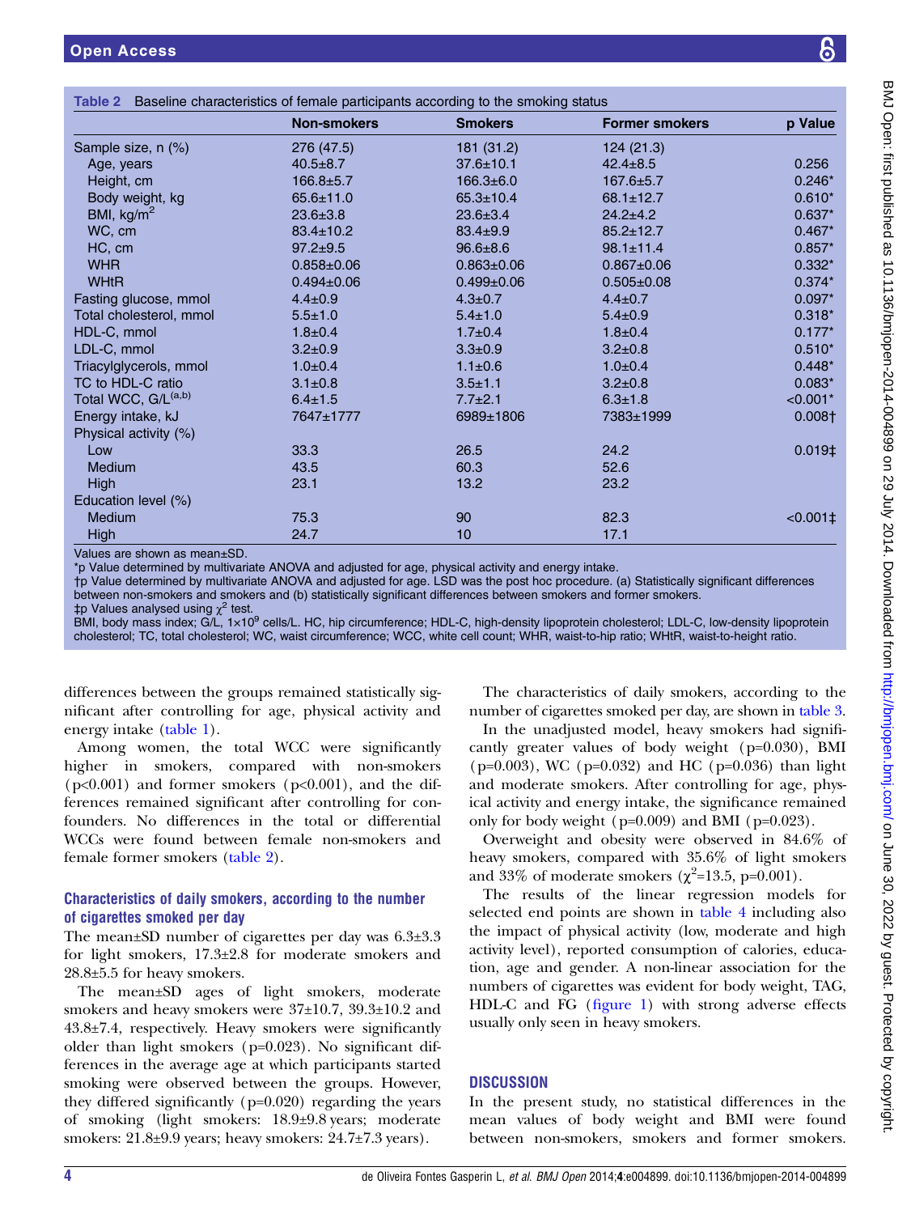**Table 2** Baseline characteristics of female participants according to the smoking status

| | Non-smokers | Smokers | Former smokers | p Value |
|---|---|---|---|---|
| Sample size, n (%) | 276 (47.5) | 181 (31.2) | 124 (21.3) | |
| Age, years | 40.5±8.7 | 37.6±10.1 | 42.4±8.5 | 0.256 |
| Height, cm | 166.8±5.7 | 166.3±6.0 | 167.6±5.7 | 0.246* |
| Body weight, kg | 65.6±11.0 | 65.3±10.4 | 68.1±12.7 | 0.610* |
| BMI, kg/m$^2$ | 23.6±3.8 | 23.6±3.4 | 24.2±4.2 | 0.637* |
| WC, cm | 83.4±10.2 | 83.4±9.9 | 85.2±12.7 | 0.467* |
| HC, cm | 97.2±9.5 | 96.6±8.6 | 98.1±11.4 | 0.857* |
| WHR | 0.858±0.06 | 0.863±0.06 | 0.867±0.06 | 0.332* |
| WHtR | 0.494±0.06 | 0.499±0.06 | 0.505±0.08 | 0.374* |
| Fasting glucose, mmol | 4.4±0.9 | 4.3±0.7 | 4.4±0.7 | 0.097* |
| Total cholesterol, mmol | 5.5±1.0 | 5.4±1.0 | 5.4±0.9 | 0.318* |
| HDL-C, mmol | 1.8±0.4 | 1.7±0.4 | 1.8±0.4 | 0.177* |
| LDL-C, mmol | 3.2±0.9 | 3.3±0.9 | 3.2±0.8 | 0.510* |
| Triacylglycerols, mmol | 1.0±0.4 | 1.1±0.6 | 1.0±0.4 | 0.448* |
| TC to HDL-C ratio | 3.1±0.8 | 3.5±1.1 | 3.2±0.8 | 0.083* |
| Total WCC, G/L[(a,b)] | 6.4±1.5 | 7.7±2.1 | 6.3±1.8 | <0.001* |
| Energy intake, kJ | 7647±1777 | 6989±1806 | 7383±1999 | 0.008† |
| Physical activity (%) | | | | |
| Low | 33.3 | 26.5 | 24.2 | 0.019‡ |
| Medium | 43.5 | 60.3 | 52.6 | |
| High | 23.1 | 13.2 | 23.2 | |
| Education level (%) | | | | |
| Medium | 75.3 | 90 | 82.3 | <0.001‡ |
| High | 24.7 | 10 | 17.1 | |

Values are shown as mean±SD.
*p Value determined by multivariate ANOVA and adjusted for age, physical activity and energy intake.
†p Value determined by multivariate ANOVA and adjusted for age. LSD was the post hoc procedure. (a) Statistically significant differences between non-smokers and smokers and (b) statistically significant differences between smokers and former smokers.
‡p Values analysed using $\chi^2$ test.
BMI, body mass index; G/L, $1\times10^9$ cells/L. HC, hip circumference; HDL-C, high-density lipoprotein cholesterol; LDL-C, low-density lipoprotein cholesterol; TC, total cholesterol; WC, waist circumference; WCC, white cell count; WHR, waist-to-hip ratio; WHtR, waist-to-height ratio.

differences between the groups remained statistically significant after controlling for age, physical activity and energy intake (table 1).

Among women, the total WCC were significantly higher in smokers, compared with non-smokers (p<0.001) and former smokers (p<0.001), and the differences remained significant after controlling for confounders. No differences in the total or differential WCCs were found between female non-smokers and female former smokers (table 2).

### Characteristics of daily smokers, according to the number of cigarettes smoked per day

The mean±SD number of cigarettes per day was 6.3±3.3 for light smokers, 17.3±2.8 for moderate smokers and 28.8±5.5 for heavy smokers.

The mean±SD ages of light smokers, moderate smokers and heavy smokers were 37±10.7, 39.3±10.2 and 43.8±7.4, respectively. Heavy smokers were significantly older than light smokers (p=0.023). No significant differences in the average age at which participants started smoking were observed between the groups. However, they differed significantly (p=0.020) regarding the years of smoking (light smokers: 18.9±9.8 years; moderate smokers: 21.8±9.9 years; heavy smokers: 24.7±7.3 years).

The characteristics of daily smokers, according to the number of cigarettes smoked per day, are shown in table 3.

In the unadjusted model, heavy smokers had significantly greater values of body weight (p=0.030), BMI (p=0.003), WC (p=0.032) and HC (p=0.036) than light and moderate smokers. After controlling for age, physical activity and energy intake, the significance remained only for body weight (p=0.009) and BMI (p=0.023).

Overweight and obesity were observed in 84.6% of heavy smokers, compared with 35.6% of light smokers and 33% of moderate smokers ($\chi^2$=13.5, p=0.001).

The results of the linear regression models for selected end points are shown in table 4 including also the impact of physical activity (low, moderate and high activity level), reported consumption of calories, education, age and gender. A non-linear association for the numbers of cigarettes was evident for body weight, TAG, HDL-C and FG (figure 1) with strong adverse effects usually only seen in heavy smokers.

## DISCUSSION

In the present study, no statistical differences in the mean values of body weight and BMI were found between non-smokers, smokers and former smokers.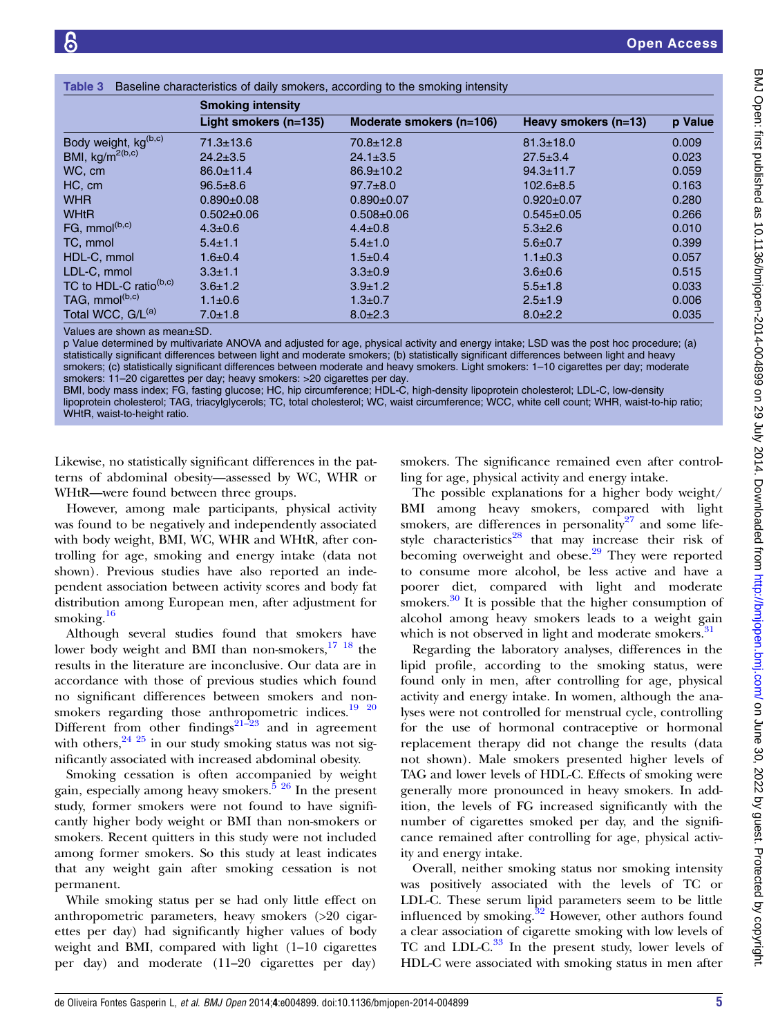**Table 3** Baseline characteristics of daily smokers, according to the smoking intensity

| | Smoking intensity | | | |
|---|---|---|---|---|
| | Light smokers (n=135) | Moderate smokers (n=106) | Heavy smokers (n=13) | p Value |
| Body weight, kg[(b,c)] | 71.3±13.6 | 70.8±12.8 | 81.3±18.0 | 0.009 |
| BMI, kg/m$^2$[(b,c)] | 24.2±3.5 | 24.1±3.5 | 27.5±3.4 | 0.023 |
| WC, cm | 86.0±11.4 | 86.9±10.2 | 94.3±11.7 | 0.059 |
| HC, cm | 96.5±8.6 | 97.7±8.0 | 102.6±8.5 | 0.163 |
| WHR | 0.890±0.08 | 0.890±0.07 | 0.920±0.07 | 0.280 |
| WHtR | 0.502±0.06 | 0.508±0.06 | 0.545±0.05 | 0.266 |
| FG, mmol[(b,c)] | 4.3±0.6 | 4.4±0.8 | 5.3±2.6 | 0.010 |
| TC, mmol | 5.4±1.1 | 5.4±1.0 | 5.6±0.7 | 0.399 |
| HDL-C, mmol | 1.6±0.4 | 1.5±0.4 | 1.1±0.3 | 0.057 |
| LDL-C, mmol | 3.3±1.1 | 3.3±0.9 | 3.6±0.6 | 0.515 |
| TC to HDL-C ratio[(b,c)] | 3.6±1.2 | 3.9±1.2 | 5.5±1.8 | 0.033 |
| TAG, mmol[(b,c)] | 1.1±0.6 | 1.3±0.7 | 2.5±1.9 | 0.006 |
| Total WCC, G/L[(a)] | 7.0±1.8 | 8.0±2.3 | 8.0±2.2 | 0.035 |

Values are shown as mean±SD.
p Value determined by multivariate ANOVA and adjusted for age, physical activity and energy intake; LSD was the post hoc procedure; (a) statistically significant differences between light and moderate smokers; (b) statistically significant differences between light and heavy smokers; (c) statistically significant differences between moderate and heavy smokers. Light smokers: 1–10 cigarettes per day; moderate smokers: 11–20 cigarettes per day; heavy smokers: >20 cigarettes per day.
BMI, body mass index; FG, fasting glucose; HC, hip circumference; HDL-C, high-density lipoprotein cholesterol; LDL-C, low-density lipoprotein cholesterol; TAG, triacylglycerols; TC, total cholesterol; WC, waist circumference; WCC, white cell count; WHR, waist-to-hip ratio; WHtR, waist-to-height ratio.

Likewise, no statistically significant differences in the patterns of abdominal obesity—assessed by WC, WHR or WHtR—were found between three groups.

However, among male participants, physical activity was found to be negatively and independently associated with body weight, BMI, WC, WHR and WHtR, after controlling for age, smoking and energy intake (data not shown). Previous studies have also reported an independent association between activity scores and body fat distribution among European men, after adjustment for smoking.[16]

Although several studies found that smokers have lower body weight and BMI than non-smokers,[17 18] the results in the literature are inconclusive. Our data are in accordance with those of previous studies which found no significant differences between smokers and non-smokers regarding those anthropometric indices.[19 20] Different from other findings[21–23] and in agreement with others,[24 25] in our study smoking status was not significantly associated with increased abdominal obesity.

Smoking cessation is often accompanied by weight gain, especially among heavy smokers.[5 26] In the present study, former smokers were not found to have significantly higher body weight or BMI than non-smokers or smokers. Recent quitters in this study were not included among former smokers. So this study at least indicates that any weight gain after smoking cessation is not permanent.

While smoking status per se had only little effect on anthropometric parameters, heavy smokers (>20 cigarettes per day) had significantly higher values of body weight and BMI, compared with light (1–10 cigarettes per day) and moderate (11–20 cigarettes per day) smokers. The significance remained even after controlling for age, physical activity and energy intake.

The possible explanations for a higher body weight/BMI among heavy smokers, compared with light smokers, are differences in personality[27] and some lifestyle characteristics[28] that may increase their risk of becoming overweight and obese.[29] They were reported to consume more alcohol, be less active and have a poorer diet, compared with light and moderate smokers.[30] It is possible that the higher consumption of alcohol among heavy smokers leads to a weight gain which is not observed in light and moderate smokers.[31]

Regarding the laboratory analyses, differences in the lipid profile, according to the smoking status, were found only in men, after controlling for age, physical activity and energy intake. In women, although the analyses were not controlled for menstrual cycle, controlling for the use of hormonal contraceptive or hormonal replacement therapy did not change the results (data not shown). Male smokers presented higher levels of TAG and lower levels of HDL-C. Effects of smoking were generally more pronounced in heavy smokers. In addition, the levels of FG increased significantly with the number of cigarettes smoked per day, and the significance remained after controlling for age, physical activity and energy intake.

Overall, neither smoking status nor smoking intensity was positively associated with the levels of TC or LDL-C. These serum lipid parameters seem to be little influenced by smoking.[32] However, other authors found a clear association of cigarette smoking with low levels of TC and LDL-C.[33] In the present study, lower levels of HDL-C were associated with smoking status in men after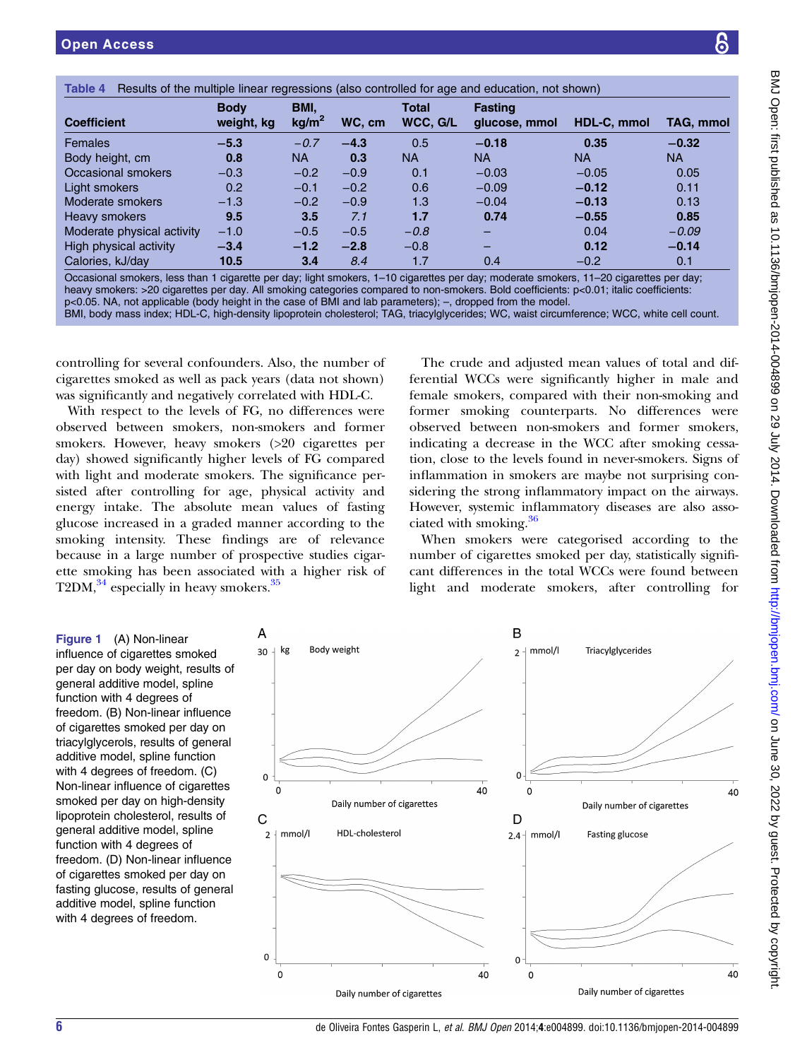**Table 4** Results of the multiple linear regressions (also controlled for age and education, not shown)

| Coefficient | Body weight, kg | BMI, kg/m$^2$ | WC, cm | Total WCC, G/L | Fasting glucose, mmol | HDL-C, mmol | TAG, mmol |
|---|---|---|---|---|---|---|---|
| Females | **−5.3** | *−0.7* | **−4.3** | 0.5 | **−0.18** | **0.35** | **−0.32** |
| Body height, cm | **0.8** | NA | **0.3** | NA | NA | NA | NA |
| Occasional smokers | −0.3 | −0.2 | −0.9 | 0.1 | −0.03 | −0.05 | 0.05 |
| Light smokers | 0.2 | −0.1 | −0.2 | 0.6 | −0.09 | **−0.12** | 0.11 |
| Moderate smokers | −1.3 | −0.2 | −0.9 | 1.3 | −0.04 | **−0.13** | 0.13 |
| Heavy smokers | **9.5** | **3.5** | *7.1* | **1.7** | **0.74** | **−0.55** | **0.85** |
| Moderate physical activity | −1.0 | −0.5 | −0.5 | *−0.8* | – | 0.04 | *−0.09* |
| High physical activity | **−3.4** | **−1.2** | **−2.8** | −0.8 | – | **0.12** | **−0.14** |
| Calories, kJ/day | **10.5** | **3.4** | *8.4* | 1.7 | 0.4 | −0.2 | 0.1 |

Occasional smokers, less than 1 cigarette per day; light smokers, 1–10 cigarettes per day; moderate smokers, 11–20 cigarettes per day; heavy smokers: >20 cigarettes per day. All smoking categories compared to non-smokers. Bold coefficients: p<0.01; italic coefficients: p<0.05. NA, not applicable (body height in the case of BMI and lab parameters); –, dropped from the model.
BMI, body mass index; HDL-C, high-density lipoprotein cholesterol; TAG, triacylglycerides; WC, waist circumference; WCC, white cell count.

controlling for several confounders. Also, the number of cigarettes smoked as well as pack years (data not shown) was significantly and negatively correlated with HDL-C.

With respect to the levels of FG, no differences were observed between smokers, non-smokers and former smokers. However, heavy smokers (>20 cigarettes per day) showed significantly higher levels of FG compared with light and moderate smokers. The significance persisted after controlling for age, physical activity and energy intake. The absolute mean values of fasting glucose increased in a graded manner according to the smoking intensity. These findings are of relevance because in a large number of prospective studies cigarette smoking has been associated with a higher risk of T2DM,[34] especially in heavy smokers.[35]

The crude and adjusted mean values of total and differential WCCs were significantly higher in male and female smokers, compared with their non-smoking and former smoking counterparts. No differences were observed between non-smokers and former smokers, indicating a decrease in the WCC after smoking cessation, close to the levels found in never-smokers. Signs of inflammation in smokers are maybe not surprising considering the strong inflammatory impact on the airways. However, systemic inflammatory diseases are also associated with smoking.[36]

When smokers were categorised according to the number of cigarettes smoked per day, statistically significant differences in the total WCCs were found between light and moderate smokers, after controlling for

**Figure 1** (A) Non-linear influence of cigarettes smoked per day on body weight, results of general additive model, spline function with 4 degrees of freedom. (B) Non-linear influence of cigarettes smoked per day on triacylglycerols, results of general additive model, spline function with 4 degrees of freedom. (C) Non-linear influence of cigarettes smoked per day on high-density lipoprotein cholesterol, results of general additive model, spline function with 4 degrees of freedom. (D) Non-linear influence of cigarettes smoked per day on fasting glucose, results of general additive model, spline function with 4 degrees of freedom.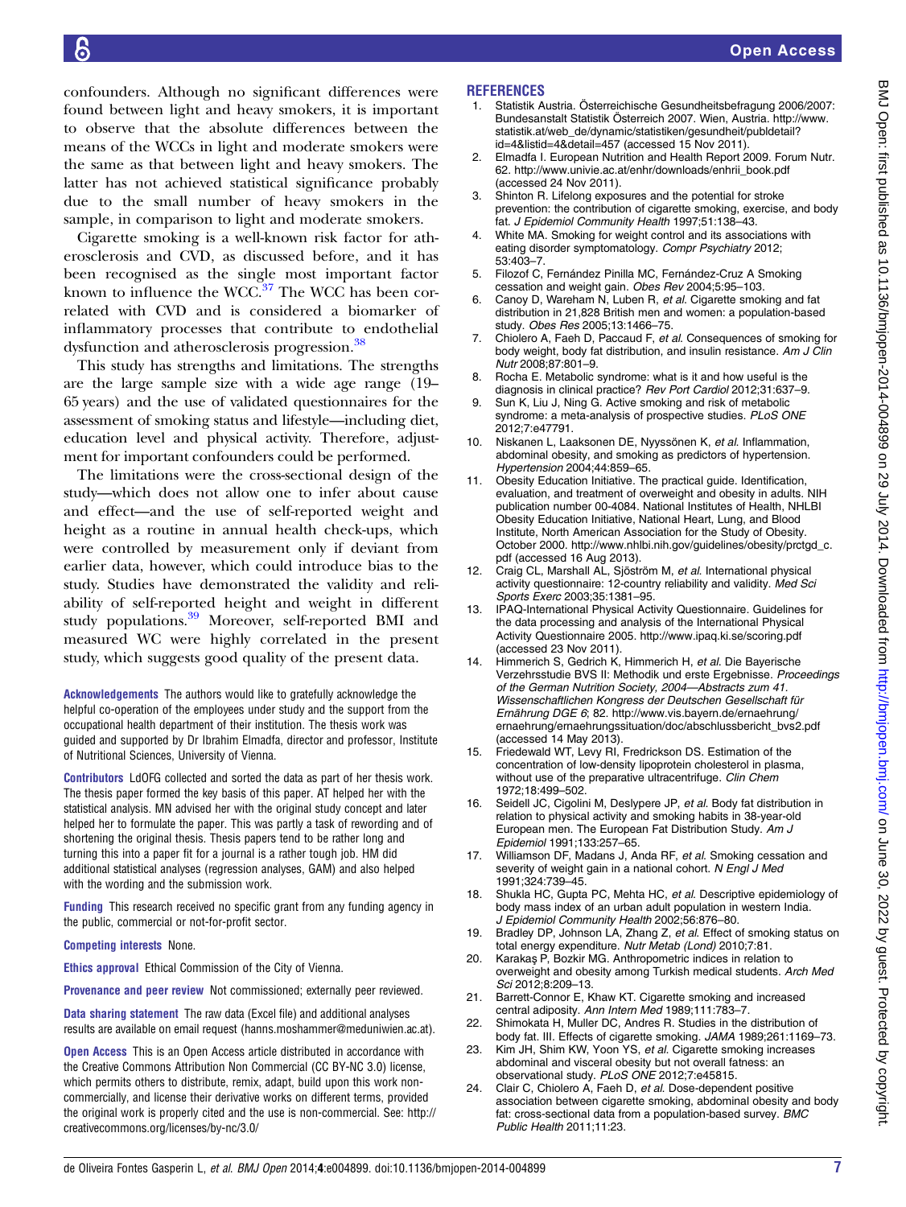confounders. Although no significant differences were found between light and heavy smokers, it is important to observe that the absolute differences between the means of the WCCs in light and moderate smokers were the same as that between light and heavy smokers. The latter has not achieved statistical significance probably due to the small number of heavy smokers in the sample, in comparison to light and moderate smokers.

Cigarette smoking is a well-known risk factor for atherosclerosis and CVD, as discussed before, and it has been recognised as the single most important factor known to influence the WCC.[37] The WCC has been correlated with CVD and is considered a biomarker of inflammatory processes that contribute to endothelial dysfunction and atherosclerosis progression.[38]

This study has strengths and limitations. The strengths are the large sample size with a wide age range (19–65 years) and the use of validated questionnaires for the assessment of smoking status and lifestyle—including diet, education level and physical activity. Therefore, adjustment for important confounders could be performed.

The limitations were the cross-sectional design of the study—which does not allow one to infer about cause and effect—and the use of self-reported weight and height as a routine in annual health check-ups, which were controlled by measurement only if deviant from earlier data, however, which could introduce bias to the study. Studies have demonstrated the validity and reliability of self-reported height and weight in different study populations.[39] Moreover, self-reported BMI and measured WC were highly correlated in the present study, which suggests good quality of the present data.

**Acknowledgements** The authors would like to gratefully acknowledge the helpful co-operation of the employees under study and the support from the occupational health department of their institution. The thesis work was guided and supported by Dr Ibrahim Elmadfa, director and professor, Institute of Nutritional Sciences, University of Vienna.

**Contributors** LdOFG collected and sorted the data as part of her thesis work. The thesis paper formed the key basis of this paper. AT helped her with the statistical analysis. MN advised her with the original study concept and later helped her to formulate the paper. This was partly a task of rewording and of shortening the original thesis. Thesis papers tend to be rather long and turning this into a paper fit for a journal is a rather tough job. HM did additional statistical analyses (regression analyses, GAM) and also helped with the wording and the submission work.

**Funding** This research received no specific grant from any funding agency in the public, commercial or not-for-profit sector.

**Competing interests** None.

**Ethics approval** Ethical Commission of the City of Vienna.

**Provenance and peer review** Not commissioned; externally peer reviewed.

**Data sharing statement** The raw data (Excel file) and additional analyses results are available on email request (hanns.moshammer@meduniwien.ac.at).

**Open Access** This is an Open Access article distributed in accordance with the Creative Commons Attribution Non Commercial (CC BY-NC 3.0) license, which permits others to distribute, remix, adapt, build upon this work non-commercially, and license their derivative works on different terms, provided the original work is properly cited and the use is non-commercial. See: http://creativecommons.org/licenses/by-nc/3.0/

## REFERENCES

1. Statistik Austria. Österreichische Gesundheitsbefragung 2006/2007: Bundesanstalt Statistik Österreich 2007. Wien, Austria. http://www.statistik.at/web_de/dynamic/statistiken/gesundheit/publdetail?id=4&listid=4&detail=457 (accessed 15 Nov 2011).
2. Elmadfa I. European Nutrition and Health Report 2009. Forum Nutr. 62. http://www.univie.ac.at/enhr/downloads/enhrii_book.pdf (accessed 24 Nov 2011).
3. Shinton R. Lifelong exposures and the potential for stroke prevention: the contribution of cigarette smoking, exercise, and body fat. *J Epidemiol Community Health* 1997;51:138–43.
4. White MA. Smoking for weight control and its associations with eating disorder symptomatology. *Compr Psychiatry* 2012; 53:403–7.
5. Filozof C, Fernández Pinilla MC, Fernández-Cruz A Smoking cessation and weight gain. *Obes Rev* 2004;5:95–103.
6. Canoy D, Wareham N, Luben R, *et al*. Cigarette smoking and fat distribution in 21,828 British men and women: a population-based study. *Obes Res* 2005;13:1466–75.
7. Chiolero A, Faeh D, Paccaud F, *et al*. Consequences of smoking for body weight, body fat distribution, and insulin resistance. *Am J Clin Nutr* 2008;87:801–9.
8. Rocha E. Metabolic syndrome: what is it and how useful is the diagnosis in clinical practice? *Rev Port Cardiol* 2012;31:637–9.
9. Sun K, Liu J, Ning G. Active smoking and risk of metabolic syndrome: a meta-analysis of prospective studies. *PLoS ONE* 2012;7:e47791.
10. Niskanen L, Laaksonen DE, Nyyssönen K, *et al*. Inflammation, abdominal obesity, and smoking as predictors of hypertension. *Hypertension* 2004;44:859–65.
11. Obesity Education Initiative. The practical guide. Identification, evaluation, and treatment of overweight and obesity in adults. NIH publication number 00-4084. National Institutes of Health, NHLBI Obesity Education Initiative, National Heart, Lung, and Blood Institute, North American Association for the Study of Obesity. October 2000. http://www.nhlbi.nih.gov/guidelines/obesity/prctgd_c.pdf (accessed 16 Aug 2013).
12. Craig CL, Marshall AL, Sjöström M, *et al*. International physical activity questionnaire: 12-country reliability and validity. *Med Sci Sports Exerc* 2003;35:1381–95.
13. IPAQ-International Physical Activity Questionnaire. Guidelines for the data processing and analysis of the International Physical Activity Questionnaire 2005. http://www.ipaq.ki.se/scoring.pdf (accessed 23 Nov 2011).
14. Himmerich S, Gedrich K, Himmerich H, *et al*. Die Bayerische Verzehrsstudie BVS II: Methodik und erste Ergebnisse. *Proceedings of the German Nutrition Society, 2004—Abstracts zum 41. Wissenschaftlichen Kongress der Deutschen Gesellschaft für Ernährung DGE 6*; 82. http://www.vis.bayern.de/ernaehrung/ernaehrung/ernaehrungssituation/doc/abschlussbericht_bvs2.pdf (accessed 14 May 2013).
15. Friedewald WT, Levy RI, Fredrickson DS. Estimation of the concentration of low-density lipoprotein cholesterol in plasma, without use of the preparative ultracentrifuge. *Clin Chem* 1972;18:499–502.
16. Seidell JC, Cigolini M, Deslypere JP, *et al*. Body fat distribution in relation to physical activity and smoking habits in 38-year-old European men. The European Fat Distribution Study. *Am J Epidemiol* 1991;133:257–65.
17. Williamson DF, Madans J, Anda RF, *et al*. Smoking cessation and severity of weight gain in a national cohort. *N Engl J Med* 1991;324:739–45.
18. Shukla HC, Gupta PC, Mehta HC, *et al*. Descriptive epidemiology of body mass index of an urban adult population in western India. *J Epidemiol Community Health* 2002;56:876–80.
19. Bradley DP, Johnson LA, Zhang Z, *et al*. Effect of smoking status on total energy expenditure. *Nutr Metab (Lond)* 2010;7:81.
20. Karakaş P, Bozkir MG. Anthropometric indices in relation to overweight and obesity among Turkish medical students. *Arch Med Sci* 2012;8:209–13.
21. Barrett-Connor E, Khaw KT. Cigarette smoking and increased central adiposity. *Ann Intern Med* 1989;111:783–7.
22. Shimokata H, Muller DC, Andres R. Studies in the distribution of body fat. III. Effects of cigarette smoking. *JAMA* 1989;261:1169–73.
23. Kim JH, Shim KW, Yoon YS, *et al*. Cigarette smoking increases abdominal and visceral obesity but not overall fatness: an observational study. *PLoS ONE* 2012;7:e45815.
24. Clair C, Chiolero A, Faeh D, *et al*. Dose-dependent positive association between cigarette smoking, abdominal obesity and body fat: cross-sectional data from a population-based survey. *BMC Public Health* 2011;11:23.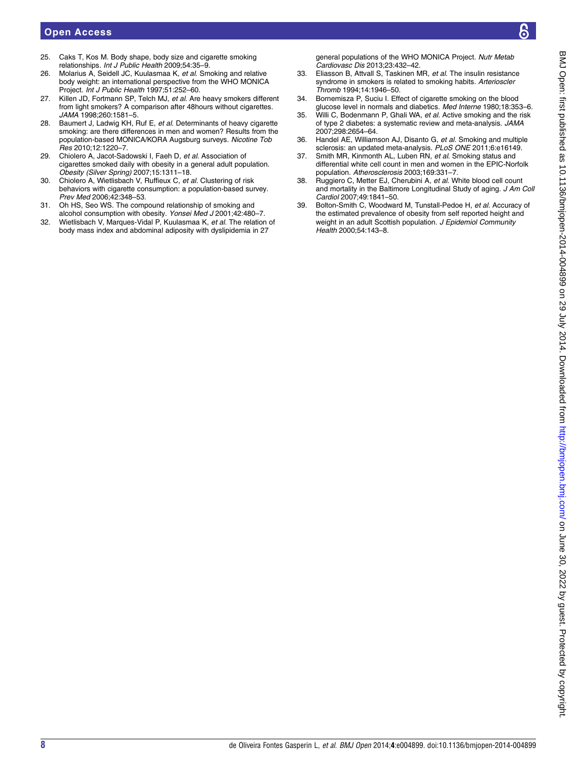25. Caks T, Kos M. Body shape, body size and cigarette smoking relationships. *Int J Public Health* 2009;54:35–9.
26. Molarius A, Seidell JC, Kuulasmaa K, *et al*. Smoking and relative body weight: an international perspective from the WHO MONICA Project. *Int J Public Health* 1997;51:252–60.
27. Killen JD, Fortmann SP, Telch MJ, *et al*. Are heavy smokers different from light smokers? A comparison after 48hours without cigarettes. *JAMA* 1998;260:1581–5.
28. Baumert J, Ladwig KH, Ruf E, *et al*. Determinants of heavy cigarette smoking: are there differences in men and women? Results from the population-based MONICA/KORA Augsburg surveys. *Nicotine Tob Res* 2010;12:1220–7.
29. Chiolero A, Jacot-Sadowski I, Faeh D, *et al*. Association of cigarettes smoked daily with obesity in a general adult population. *Obesity (Silver Spring)* 2007;15:1311–18.
30. Chiolero A, Wietlisbach V, Ruffieux C, *et al*. Clustering of risk behaviors with cigarette consumption: a population-based survey. *Prev Med* 2006;42:348–53.
31. Oh HS, Seo WS. The compound relationship of smoking and alcohol consumption with obesity. *Yonsei Med J* 2001;42:480–7.
32. Wietlisbach V, Marques-Vidal P, Kuulasmaa K, *et al*. The relation of body mass index and abdominal adiposity with dyslipidemia in 27 general populations of the WHO MONICA Project. *Nutr Metab Cardiovasc Dis* 2013;23:432–42.
33. Eliasson B, Attvall S, Taskinen MR, *et al*. The insulin resistance syndrome in smokers is related to smoking habits. *Arterioscler Thromb* 1994;14:1946–50.
34. Bornemisza P, Suciu I. Effect of cigarette smoking on the blood glucose level in normals and diabetics. *Med Interne* 1980;18:353–6.
35. Willi C, Bodenmann P, Ghali WA, *et al*. Active smoking and the risk of type 2 diabetes: a systematic review and meta-analysis. *JAMA* 2007;298:2654–64.
36. Handel AE, Williamson AJ, Disanto G, *et al*. Smoking and multiple sclerosis: an updated meta-analysis. *PLoS ONE* 2011;6:e16149.
37. Smith MR, Kinmonth AL, Luben RN, *et al*. Smoking status and differential white cell count in men and women in the EPIC-Norfolk population. *Atherosclerosis* 2003;169:331–7.
38. Ruggiero C, Metter EJ, Cherubini A, *et al*. White blood cell count and mortality in the Baltimore Longitudinal Study of aging. *J Am Coll Cardiol* 2007;49:1841–50.
39. Bolton-Smith C, Woodward M, Tunstall-Pedoe H, *et al*. Accuracy of the estimated prevalence of obesity from self reported height and weight in an adult Scottish population. *J Epidemiol Community Health* 2000;54:143–8.